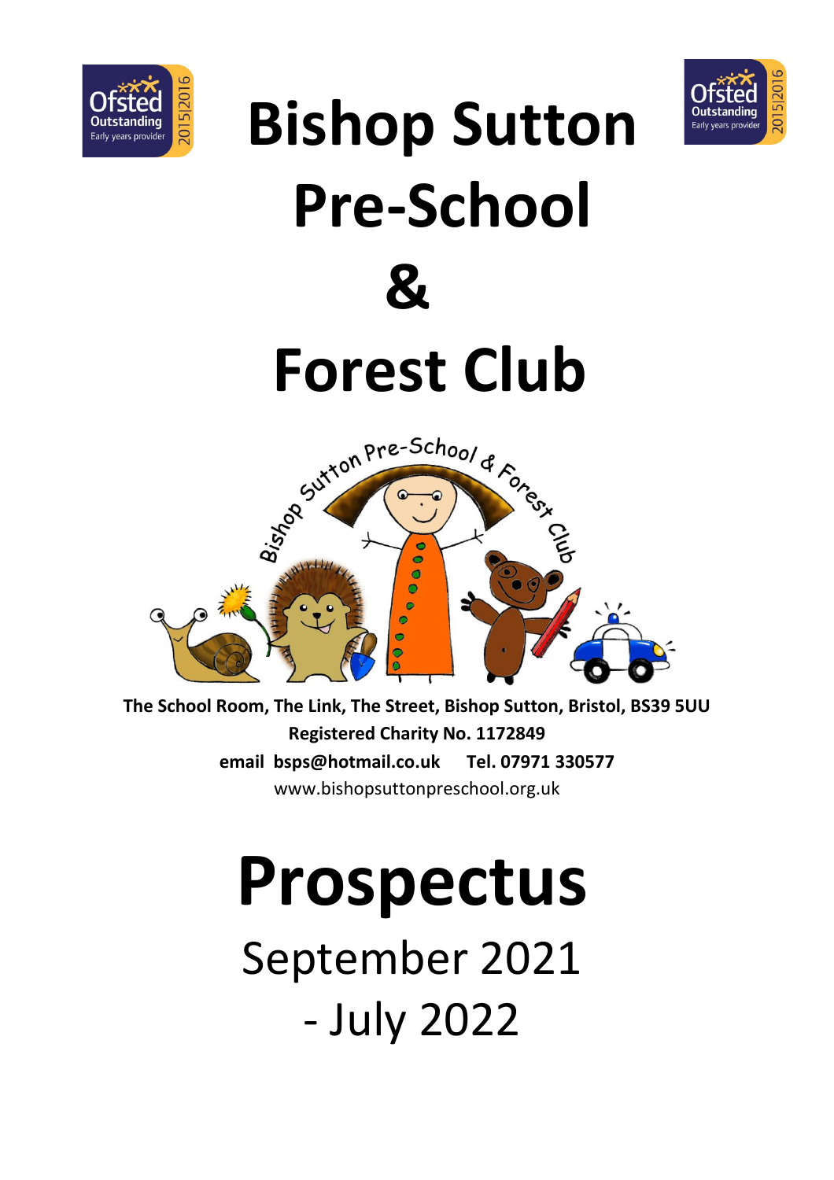# Bishop Sutton Pre-School & Forest Club

**The School Room, The Link, The Street, Bishop Sutton, Bristol, BS39 5UU**

**Registered Charity No. 1172849**

**email bsps@hotmail.co.uk Tel. 07971 330577**

www.bishopsuttonpreschool.org.uk

# Prospectus

September 2021 - July 2022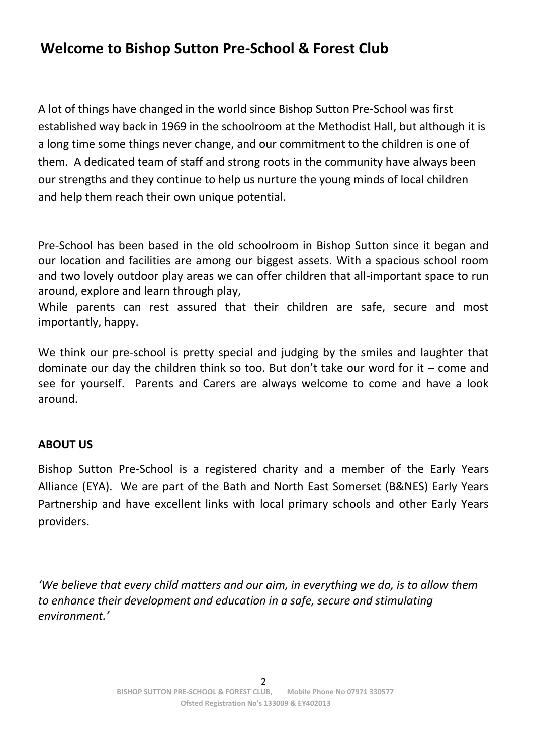# Welcome to Bishop Sutton Pre-School & Forest Club

A lot of things have changed in the world since Bishop Sutton Pre-School was first established way back in 1969 in the schoolroom at the Methodist Hall, but although it is a long time some things never change, and our commitment to the children is one of them. A dedicated team of staff and strong roots in the community have always been our strengths and they continue to help us nurture the young minds of local children and help them reach their own unique potential.

Pre-School has been based in the old schoolroom in Bishop Sutton since it began and our location and facilities are among our biggest assets. With a spacious school room and two lovely outdoor play areas we can offer children that all-important space to run around, explore and learn through play,
While parents can rest assured that their children are safe, secure and most importantly, happy.

We think our pre-school is pretty special and judging by the smiles and laughter that dominate our day the children think so too. But don't take our word for it – come and see for yourself. Parents and Carers are always welcome to come and have a look around.

**ABOUT US**

Bishop Sutton Pre-School is a registered charity and a member of the Early Years Alliance (EYA). We are part of the Bath and North East Somerset (B&NES) Early Years Partnership and have excellent links with local primary schools and other Early Years providers.

*'We believe that every child matters and our aim, in everything we do, is to allow them to enhance their development and education in a safe, secure and stimulating environment.'*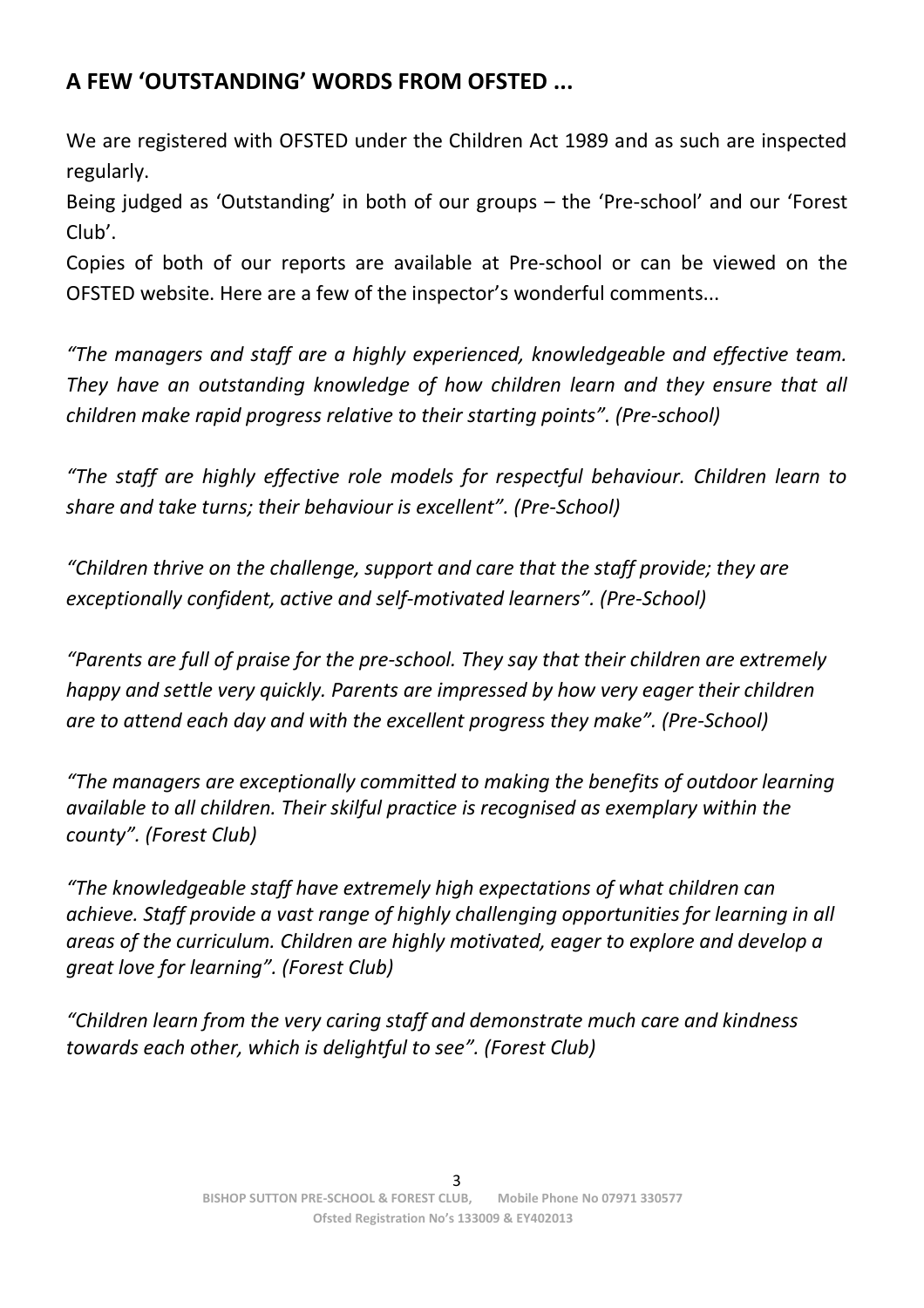## A FEW 'OUTSTANDING' WORDS FROM OFSTED ...

We are registered with OFSTED under the Children Act 1989 and as such are inspected regularly.

Being judged as 'Outstanding' in both of our groups – the 'Pre-school' and our 'Forest Club'.

Copies of both of our reports are available at Pre-school or can be viewed on the OFSTED website. Here are a few of the inspector's wonderful comments...

*"The managers and staff are a highly experienced, knowledgeable and effective team. They have an outstanding knowledge of how children learn and they ensure that all children make rapid progress relative to their starting points". (Pre-school)*

*"The staff are highly effective role models for respectful behaviour. Children learn to share and take turns; their behaviour is excellent". (Pre-School)*

*"Children thrive on the challenge, support and care that the staff provide; they are exceptionally confident, active and self-motivated learners". (Pre-School)*

*"Parents are full of praise for the pre-school. They say that their children are extremely happy and settle very quickly. Parents are impressed by how very eager their children are to attend each day and with the excellent progress they make". (Pre-School)*

*"The managers are exceptionally committed to making the benefits of outdoor learning available to all children. Their skilful practice is recognised as exemplary within the county". (Forest Club)*

*"The knowledgeable staff have extremely high expectations of what children can achieve. Staff provide a vast range of highly challenging opportunities for learning in all areas of the curriculum. Children are highly motivated, eager to explore and develop a great love for learning". (Forest Club)*

*"Children learn from the very caring staff and demonstrate much care and kindness towards each other, which is delightful to see". (Forest Club)*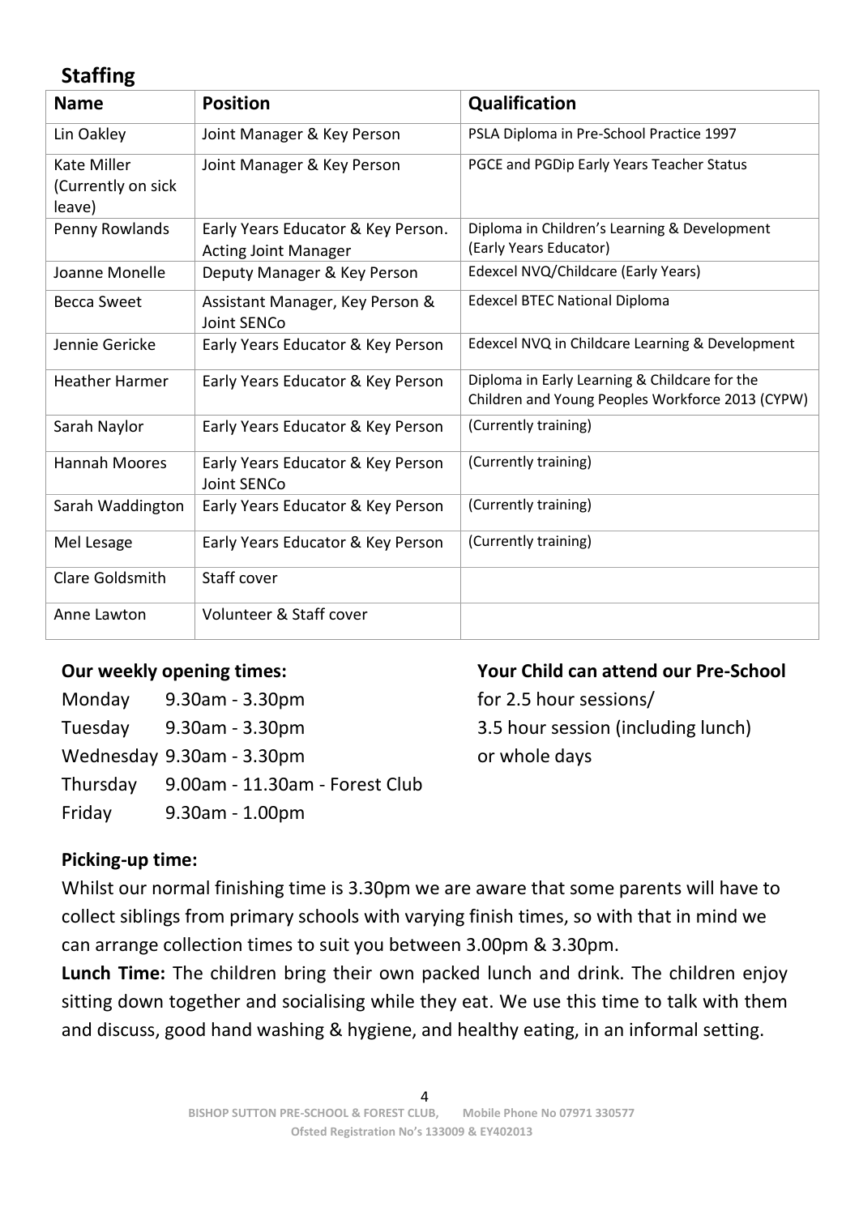## Staffing

| Name | Position | Qualification |
|---|---|---|
| Lin Oakley | Joint Manager & Key Person | PSLA Diploma in Pre-School Practice 1997 |
| Kate Miller (Currently on sick leave) | Joint Manager & Key Person | PGCE and PGDip Early Years Teacher Status |
| Penny Rowlands | Early Years Educator & Key Person. Acting Joint Manager | Diploma in Children's Learning & Development (Early Years Educator) |
| Joanne Monelle | Deputy Manager & Key Person | Edexcel NVQ/Childcare (Early Years) |
| Becca Sweet | Assistant Manager, Key Person & Joint SENCo | Edexcel BTEC National Diploma |
| Jennie Gericke | Early Years Educator & Key Person | Edexcel NVQ in Childcare Learning & Development |
| Heather Harmer | Early Years Educator & Key Person | Diploma in Early Learning & Childcare for the Children and Young Peoples Workforce 2013 (CYPW) |
| Sarah Naylor | Early Years Educator & Key Person | (Currently training) |
| Hannah Moores | Early Years Educator & Key Person Joint SENCo | (Currently training) |
| Sarah Waddington | Early Years Educator & Key Person | (Currently training) |
| Mel Lesage | Early Years Educator & Key Person | (Currently training) |
| Clare Goldsmith | Staff cover | |
| Anne Lawton | Volunteer & Staff cover | |

**Our weekly opening times:**

Monday 9.30am - 3.30pm
Tuesday 9.30am - 3.30pm
Wednesday 9.30am - 3.30pm
Thursday 9.00am - 11.30am - Forest Club
Friday 9.30am - 1.00pm

**Your Child can attend our Pre-School**

for 2.5 hour sessions/
3.5 hour session (including lunch)
or whole days

**Picking-up time:**

Whilst our normal finishing time is 3.30pm we are aware that some parents will have to collect siblings from primary schools with varying finish times, so with that in mind we can arrange collection times to suit you between 3.00pm & 3.30pm.

**Lunch Time:** The children bring their own packed lunch and drink. The children enjoy sitting down together and socialising while they eat. We use this time to talk with them and discuss, good hand washing & hygiene, and healthy eating, in an informal setting.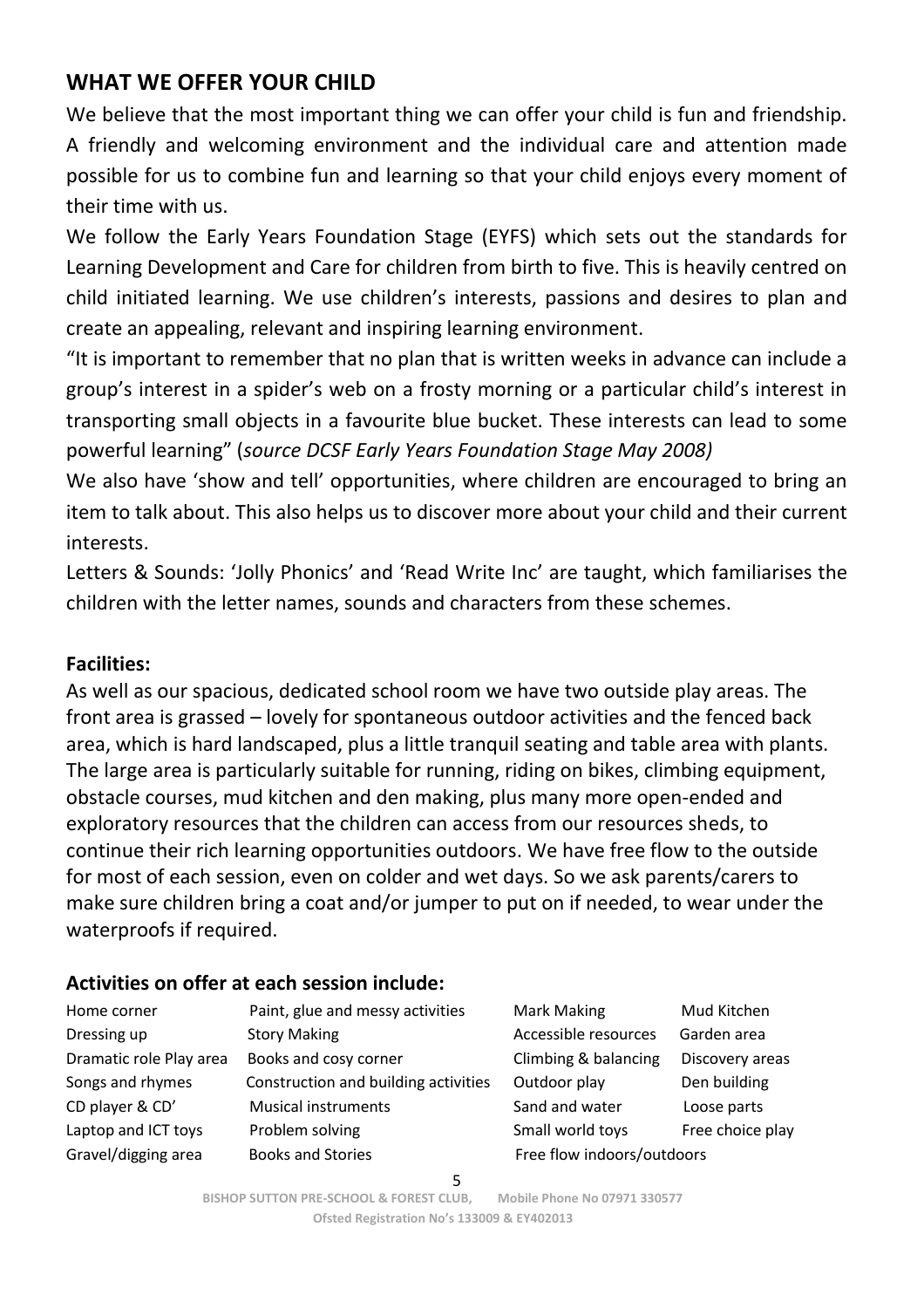## WHAT WE OFFER YOUR CHILD

We believe that the most important thing we can offer your child is fun and friendship. A friendly and welcoming environment and the individual care and attention made possible for us to combine fun and learning so that your child enjoys every moment of their time with us.

We follow the Early Years Foundation Stage (EYFS) which sets out the standards for Learning Development and Care for children from birth to five. This is heavily centred on child initiated learning. We use children's interests, passions and desires to plan and create an appealing, relevant and inspiring learning environment.

"It is important to remember that no plan that is written weeks in advance can include a group's interest in a spider's web on a frosty morning or a particular child's interest in transporting small objects in a favourite blue bucket. These interests can lead to some powerful learning" (*source DCSF Early Years Foundation Stage May 2008)*

We also have 'show and tell' opportunities, where children are encouraged to bring an item to talk about. This also helps us to discover more about your child and their current interests.

Letters & Sounds: 'Jolly Phonics' and 'Read Write Inc' are taught, which familiarises the children with the letter names, sounds and characters from these schemes.

### Facilities:

As well as our spacious, dedicated school room we have two outside play areas. The front area is grassed – lovely for spontaneous outdoor activities and the fenced back area, which is hard landscaped, plus a little tranquil seating and table area with plants. The large area is particularly suitable for running, riding on bikes, climbing equipment, obstacle courses, mud kitchen and den making, plus many more open-ended and exploratory resources that the children can access from our resources sheds, to continue their rich learning opportunities outdoors. We have free flow to the outside for most of each session, even on colder and wet days. So we ask parents/carers to make sure children bring a coat and/or jumper to put on if needed, to wear under the waterproofs if required.

### Activities on offer at each session include:

| | | | |
|---|---|---|---|
| Home corner | Paint, glue and messy activities | Mark Making | Mud Kitchen |
| Dressing up | Story Making | Accessible resources | Garden area |
| Dramatic role Play area | Books and cosy corner | Climbing & balancing | Discovery areas |
| Songs and rhymes | Construction and building activities | Outdoor play | Den building |
| CD player & CD' | Musical instruments | Sand and water | Loose parts |
| Laptop and ICT toys | Problem solving | Small world toys | Free choice play |
| Gravel/digging area | Books and Stories | Free flow indoors/outdoors | |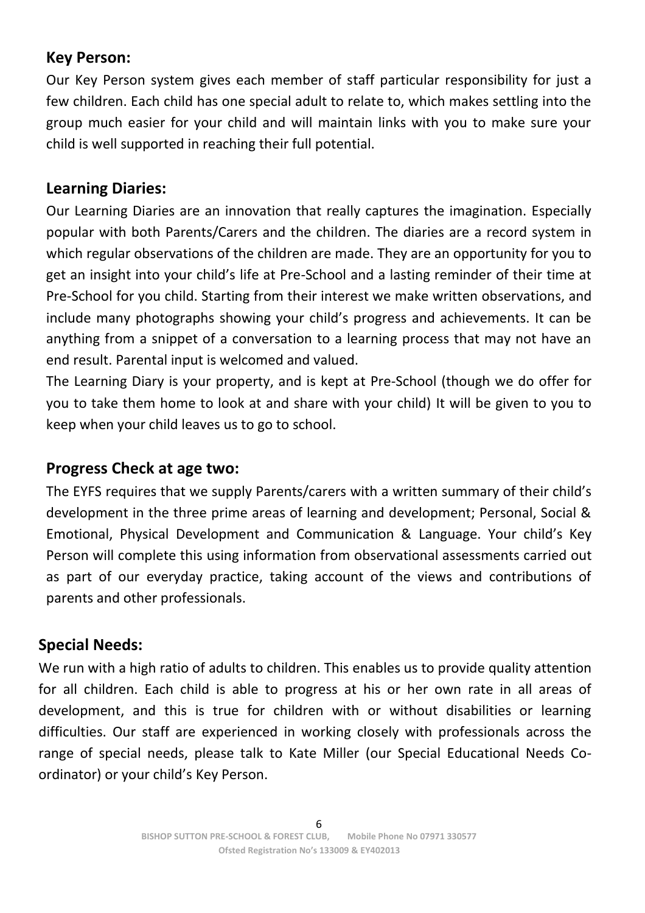## Key Person:

Our Key Person system gives each member of staff particular responsibility for just a few children. Each child has one special adult to relate to, which makes settling into the group much easier for your child and will maintain links with you to make sure your child is well supported in reaching their full potential.

## Learning Diaries:

Our Learning Diaries are an innovation that really captures the imagination. Especially popular with both Parents/Carers and the children. The diaries are a record system in which regular observations of the children are made. They are an opportunity for you to get an insight into your child's life at Pre-School and a lasting reminder of their time at Pre-School for you child. Starting from their interest we make written observations, and include many photographs showing your child's progress and achievements. It can be anything from a snippet of a conversation to a learning process that may not have an end result. Parental input is welcomed and valued.

The Learning Diary is your property, and is kept at Pre-School (though we do offer for you to take them home to look at and share with your child) It will be given to you to keep when your child leaves us to go to school.

## Progress Check at age two:

The EYFS requires that we supply Parents/carers with a written summary of their child's development in the three prime areas of learning and development; Personal, Social & Emotional, Physical Development and Communication & Language. Your child's Key Person will complete this using information from observational assessments carried out as part of our everyday practice, taking account of the views and contributions of parents and other professionals.

## Special Needs:

We run with a high ratio of adults to children. This enables us to provide quality attention for all children. Each child is able to progress at his or her own rate in all areas of development, and this is true for children with or without disabilities or learning difficulties. Our staff are experienced in working closely with professionals across the range of special needs, please talk to Kate Miller (our Special Educational Needs Co-ordinator) or your child's Key Person.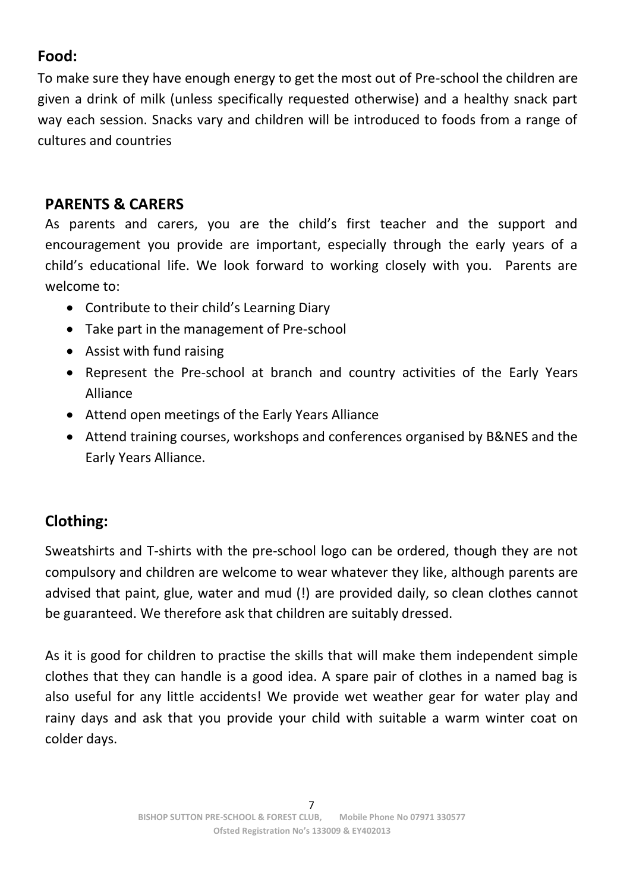## Food:

To make sure they have enough energy to get the most out of Pre-school the children are given a drink of milk (unless specifically requested otherwise) and a healthy snack part way each session. Snacks vary and children will be introduced to foods from a range of cultures and countries

## PARENTS & CARERS

As parents and carers, you are the child's first teacher and the support and encouragement you provide are important, especially through the early years of a child's educational life. We look forward to working closely with you. Parents are welcome to:

- Contribute to their child's Learning Diary
- Take part in the management of Pre-school
- Assist with fund raising
- Represent the Pre-school at branch and country activities of the Early Years Alliance
- Attend open meetings of the Early Years Alliance
- Attend training courses, workshops and conferences organised by B&NES and the Early Years Alliance.

## Clothing:

Sweatshirts and T-shirts with the pre-school logo can be ordered, though they are not compulsory and children are welcome to wear whatever they like, although parents are advised that paint, glue, water and mud (!) are provided daily, so clean clothes cannot be guaranteed. We therefore ask that children are suitably dressed.

As it is good for children to practise the skills that will make them independent simple clothes that they can handle is a good idea. A spare pair of clothes in a named bag is also useful for any little accidents! We provide wet weather gear for water play and rainy days and ask that you provide your child with suitable a warm winter coat on colder days.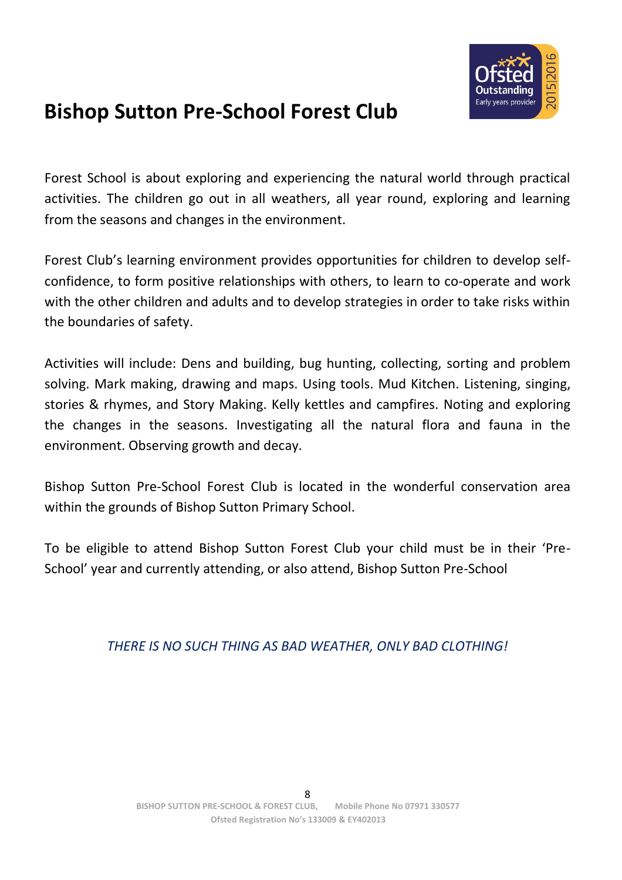# Bishop Sutton Pre-School Forest Club

Forest School is about exploring and experiencing the natural world through practical activities. The children go out in all weathers, all year round, exploring and learning from the seasons and changes in the environment.

Forest Club's learning environment provides opportunities for children to develop self-confidence, to form positive relationships with others, to learn to co-operate and work with the other children and adults and to develop strategies in order to take risks within the boundaries of safety.

Activities will include: Dens and building, bug hunting, collecting, sorting and problem solving. Mark making, drawing and maps. Using tools. Mud Kitchen. Listening, singing, stories & rhymes, and Story Making. Kelly kettles and campfires. Noting and exploring the changes in the seasons. Investigating all the natural flora and fauna in the environment. Observing growth and decay.

Bishop Sutton Pre-School Forest Club is located in the wonderful conservation area within the grounds of Bishop Sutton Primary School.

To be eligible to attend Bishop Sutton Forest Club your child must be in their 'Pre-School' year and currently attending, or also attend, Bishop Sutton Pre-School

*THERE IS NO SUCH THING AS BAD WEATHER, ONLY BAD CLOTHING!*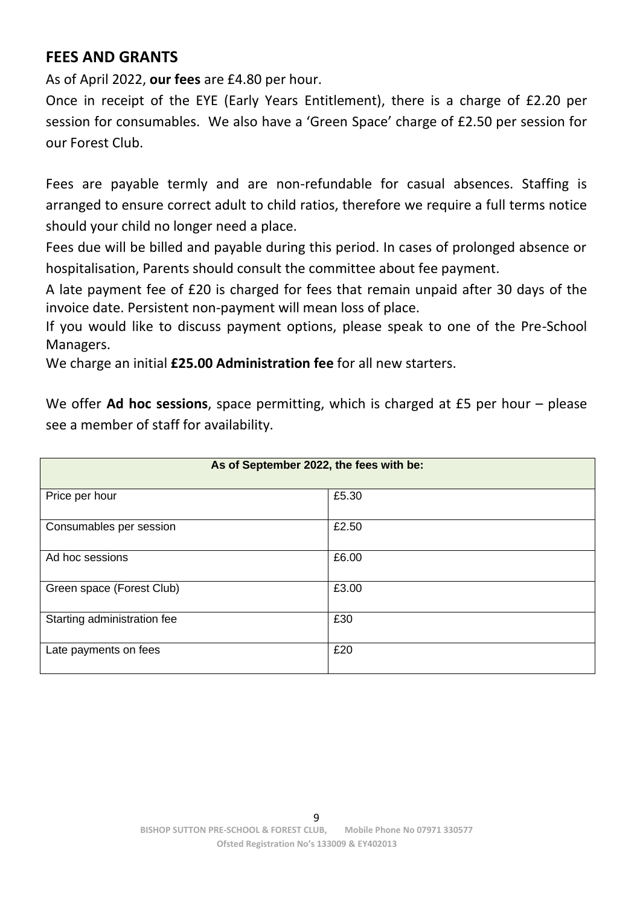## FEES AND GRANTS

As of April 2022, **our fees** are £4.80 per hour.

Once in receipt of the EYE (Early Years Entitlement), there is a charge of £2.20 per session for consumables. We also have a 'Green Space' charge of £2.50 per session for our Forest Club.

Fees are payable termly and are non-refundable for casual absences. Staffing is arranged to ensure correct adult to child ratios, therefore we require a full terms notice should your child no longer need a place.

Fees due will be billed and payable during this period. In cases of prolonged absence or hospitalisation, Parents should consult the committee about fee payment.

A late payment fee of £20 is charged for fees that remain unpaid after 30 days of the invoice date. Persistent non-payment will mean loss of place.

If you would like to discuss payment options, please speak to one of the Pre-School Managers.

We charge an initial **£25.00 Administration fee** for all new starters.

We offer **Ad hoc sessions**, space permitting, which is charged at £5 per hour – please see a member of staff for availability.

| **As of September 2022, the fees with be:** | |
|---|---|
| Price per hour | £5.30 |
| Consumables per session | £2.50 |
| Ad hoc sessions | £6.00 |
| Green space (Forest Club) | £3.00 |
| Starting administration fee | £30 |
| Late payments on fees | £20 |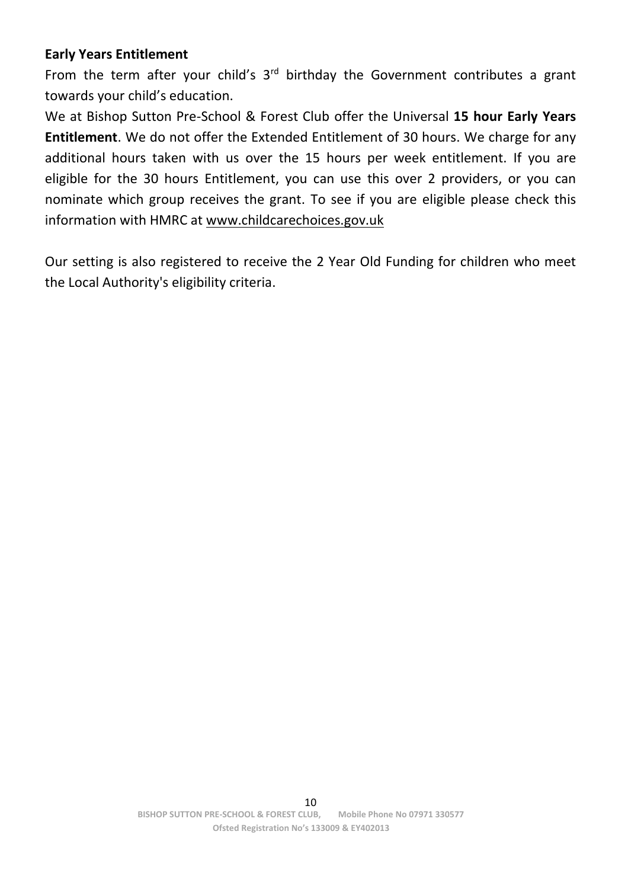**Early Years Entitlement**

From the term after your child's 3rd birthday the Government contributes a grant towards your child's education.

We at Bishop Sutton Pre-School & Forest Club offer the Universal **15 hour Early Years Entitlement**. We do not offer the Extended Entitlement of 30 hours. We charge for any additional hours taken with us over the 15 hours per week entitlement. If you are eligible for the 30 hours Entitlement, you can use this over 2 providers, or you can nominate which group receives the grant. To see if you are eligible please check this information with HMRC at www.childcarechoices.gov.uk

Our setting is also registered to receive the 2 Year Old Funding for children who meet the Local Authority's eligibility criteria.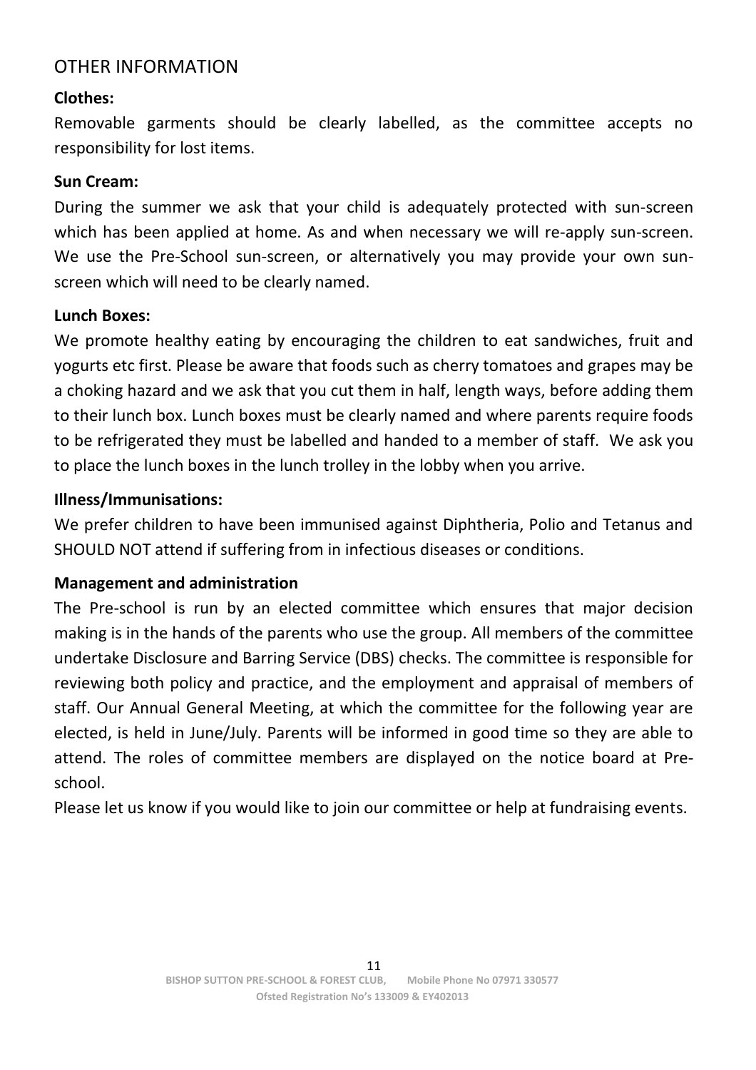## OTHER INFORMATION

**Clothes:**

Removable garments should be clearly labelled, as the committee accepts no responsibility for lost items.

**Sun Cream:**

During the summer we ask that your child is adequately protected with sun-screen which has been applied at home. As and when necessary we will re-apply sun-screen. We use the Pre-School sun-screen, or alternatively you may provide your own sun-screen which will need to be clearly named.

**Lunch Boxes:**

We promote healthy eating by encouraging the children to eat sandwiches, fruit and yogurts etc first. Please be aware that foods such as cherry tomatoes and grapes may be a choking hazard and we ask that you cut them in half, length ways, before adding them to their lunch box. Lunch boxes must be clearly named and where parents require foods to be refrigerated they must be labelled and handed to a member of staff. We ask you to place the lunch boxes in the lunch trolley in the lobby when you arrive.

**Illness/Immunisations:**

We prefer children to have been immunised against Diphtheria, Polio and Tetanus and SHOULD NOT attend if suffering from in infectious diseases or conditions.

**Management and administration**

The Pre-school is run by an elected committee which ensures that major decision making is in the hands of the parents who use the group. All members of the committee undertake Disclosure and Barring Service (DBS) checks. The committee is responsible for reviewing both policy and practice, and the employment and appraisal of members of staff. Our Annual General Meeting, at which the committee for the following year are elected, is held in June/July. Parents will be informed in good time so they are able to attend. The roles of committee members are displayed on the notice board at Pre-school.

Please let us know if you would like to join our committee or help at fundraising events.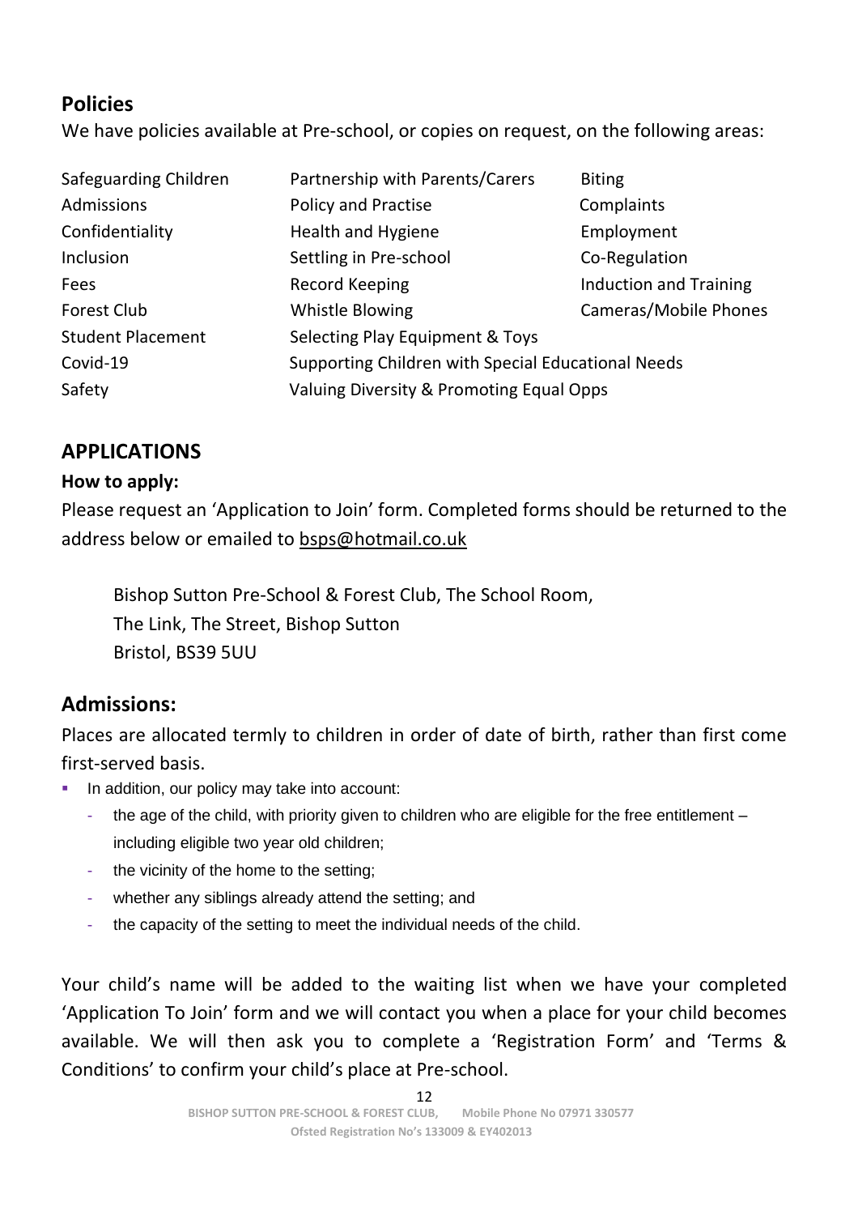## Policies

We have policies available at Pre-school, or copies on request, on the following areas:

| | | |
|---|---|---|
| Safeguarding Children | Partnership with Parents/Carers | Biting |
| Admissions | Policy and Practise | Complaints |
| Confidentiality | Health and Hygiene | Employment |
| Inclusion | Settling in Pre-school | Co-Regulation |
| Fees | Record Keeping | Induction and Training |
| Forest Club | Whistle Blowing | Cameras/Mobile Phones |
| Student Placement | Selecting Play Equipment & Toys | |
| Covid-19 | Supporting Children with Special Educational Needs | |
| Safety | Valuing Diversity & Promoting Equal Opps | |

## APPLICATIONS

**How to apply:**

Please request an 'Application to Join' form. Completed forms should be returned to the address below or emailed to bsps@hotmail.co.uk

Bishop Sutton Pre-School & Forest Club, The School Room,
The Link, The Street, Bishop Sutton
Bristol, BS39 5UU

## Admissions:

Places are allocated termly to children in order of date of birth, rather than first come first-served basis.

- In addition, our policy may take into account:
  - the age of the child, with priority given to children who are eligible for the free entitlement – including eligible two year old children;
  - the vicinity of the home to the setting;
  - whether any siblings already attend the setting; and
  - the capacity of the setting to meet the individual needs of the child.

Your child's name will be added to the waiting list when we have your completed 'Application To Join' form and we will contact you when a place for your child becomes available. We will then ask you to complete a 'Registration Form' and 'Terms & Conditions' to confirm your child's place at Pre-school.